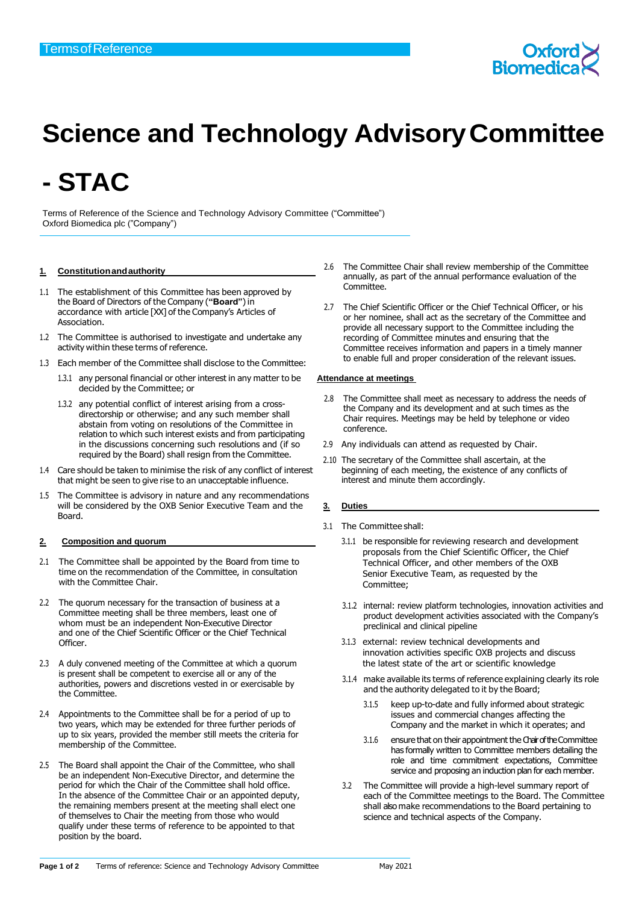# Science and Technology Advisory Committee - STAC

Terms of Reference of the Science and Technology Advisory Committee ("Committee")
Oxford Biomedica plc ("Company")

## 1. Constitution and authority

1.1 The establishment of this Committee has been approved by the Board of Directors of the Company (**"Board"**) in accordance with article [XX] of the Company's Articles of Association.

1.2 The Committee is authorised to investigate and undertake any activity within these terms of reference.

1.3 Each member of the Committee shall disclose to the Committee:

1.3.1 any personal financial or other interest in any matter to be decided by the Committee; or

1.3.2 any potential conflict of interest arising from a cross-directorship or otherwise; and any such member shall abstain from voting on resolutions of the Committee in relation to which such interest exists and from participating in the discussions concerning such resolutions and (if so required by the Board) shall resign from the Committee.

1.4 Care should be taken to minimise the risk of any conflict of interest that might be seen to give rise to an unacceptable influence.

1.5 The Committee is advisory in nature and any recommendations will be considered by the OXB Senior Executive Team and the Board.

## 2. Composition and quorum

2.1 The Committee shall be appointed by the Board from time to time on the recommendation of the Committee, in consultation with the Committee Chair.

2.2 The quorum necessary for the transaction of business at a Committee meeting shall be three members, least one of whom must be an independent Non-Executive Director and one of the Chief Scientific Officer or the Chief Technical Officer.

2.3 A duly convened meeting of the Committee at which a quorum is present shall be competent to exercise all or any of the authorities, powers and discretions vested in or exercisable by the Committee.

2.4 Appointments to the Committee shall be for a period of up to two years, which may be extended for three further periods of up to six years, provided the member still meets the criteria for membership of the Committee.

2.5 The Board shall appoint the Chair of the Committee, who shall be an independent Non-Executive Director, and determine the period for which the Chair of the Committee shall hold office. In the absence of the Committee Chair or an appointed deputy, the remaining members present at the meeting shall elect one of themselves to Chair the meeting from those who would qualify under these terms of reference to be appointed to that position by the board.

2.6 The Committee Chair shall review membership of the Committee annually, as part of the annual performance evaluation of the Committee.

2.7 The Chief Scientific Officer or the Chief Technical Officer, or his or her nominee, shall act as the secretary of the Committee and provide all necessary support to the Committee including the recording of Committee minutes and ensuring that the Committee receives information and papers in a timely manner to enable full and proper consideration of the relevant issues.

**Attendance at meetings**

2.8 The Committee shall meet as necessary to address the needs of the Company and its development and at such times as the Chair requires. Meetings may be held by telephone or video conference.

2.9 Any individuals can attend as requested by Chair.

2.10 The secretary of the Committee shall ascertain, at the beginning of each meeting, the existence of any conflicts of interest and minute them accordingly.

## 3. Duties

3.1 The Committee shall:

3.1.1 be responsible for reviewing research and development proposals from the Chief Scientific Officer, the Chief Technical Officer, and other members of the OXB Senior Executive Team, as requested by the Committee;

3.1.2 internal: review platform technologies, innovation activities and product development activities associated with the Company's preclinical and clinical pipeline

3.1.3 external: review technical developments and innovation activities specific OXB projects and discuss the latest state of the art or scientific knowledge

3.1.4 make available its terms of reference explaining clearly its role and the authority delegated to it by the Board;

3.1.5 keep up-to-date and fully informed about strategic issues and commercial changes affecting the Company and the market in which it operates; and

3.1.6 ensure that on their appointment the Chair of the Committee has formally written to Committee members detailing the role and time commitment expectations, Committee service and proposing an induction plan for each member.

3.2 The Committee will provide a high-level summary report of each of the Committee meetings to the Board. The Committee shall also make recommendations to the Board pertaining to science and technical aspects of the Company.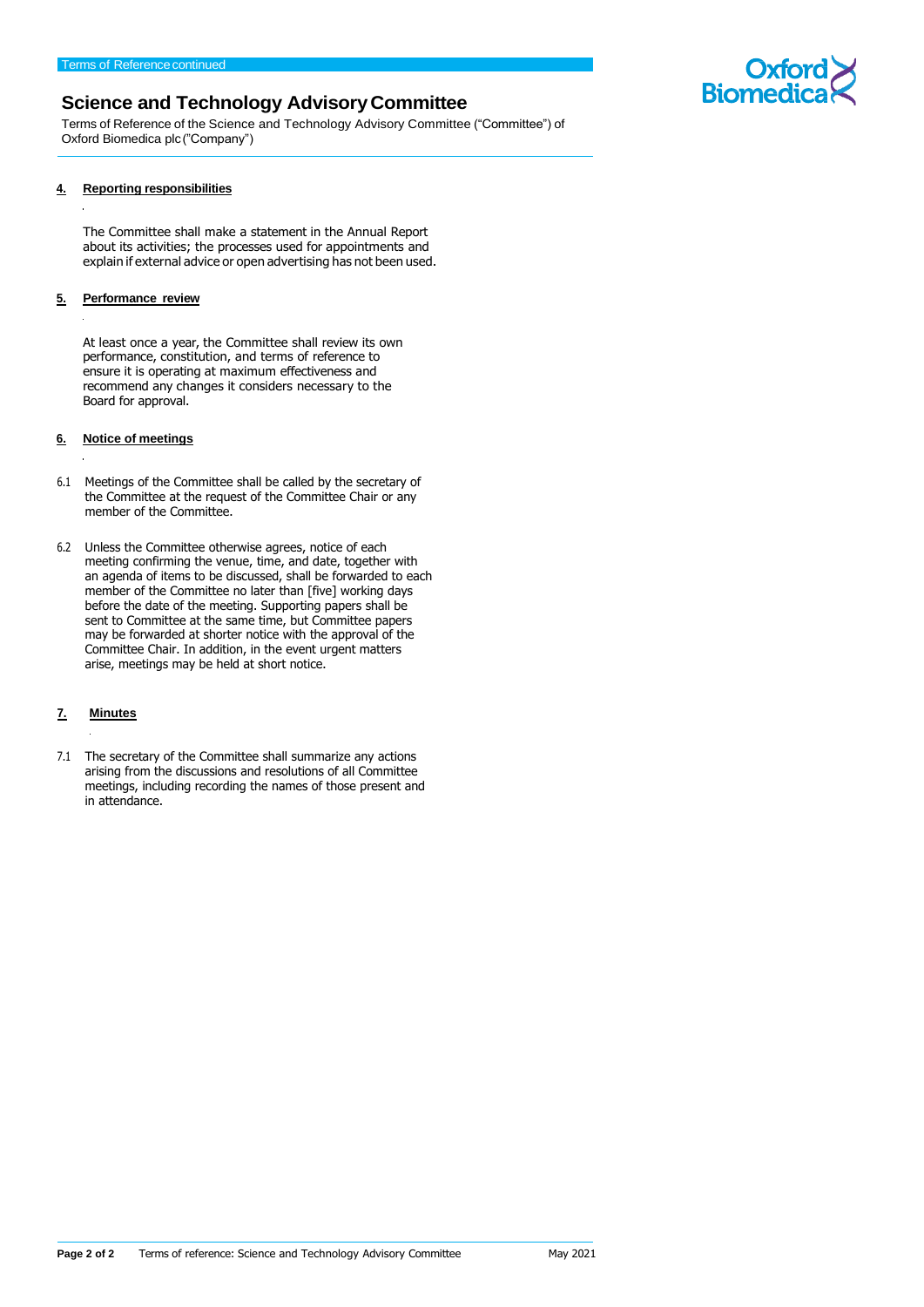## Science and Technology Advisory Committee

Terms of Reference of the Science and Technology Advisory Committee ("Committee") of Oxford Biomedica plc ("Company")

**4. Reporting responsibilities**

The Committee shall make a statement in the Annual Report about its activities; the processes used for appointments and explain if external advice or open advertising has not been used.

**5. Performance review**

At least once a year, the Committee shall review its own performance, constitution, and terms of reference to ensure it is operating at maximum effectiveness and recommend any changes it considers necessary to the Board for approval.

**6. Notice of meetings**

6.1 Meetings of the Committee shall be called by the secretary of the Committee at the request of the Committee Chair or any member of the Committee.

6.2 Unless the Committee otherwise agrees, notice of each meeting confirming the venue, time, and date, together with an agenda of items to be discussed, shall be forwarded to each member of the Committee no later than [five] working days before the date of the meeting. Supporting papers shall be sent to Committee at the same time, but Committee papers may be forwarded at shorter notice with the approval of the Committee Chair. In addition, in the event urgent matters arise, meetings may be held at short notice.

**7. Minutes**

7.1 The secretary of the Committee shall summarize any actions arising from the discussions and resolutions of all Committee meetings, including recording the names of those present and in attendance.